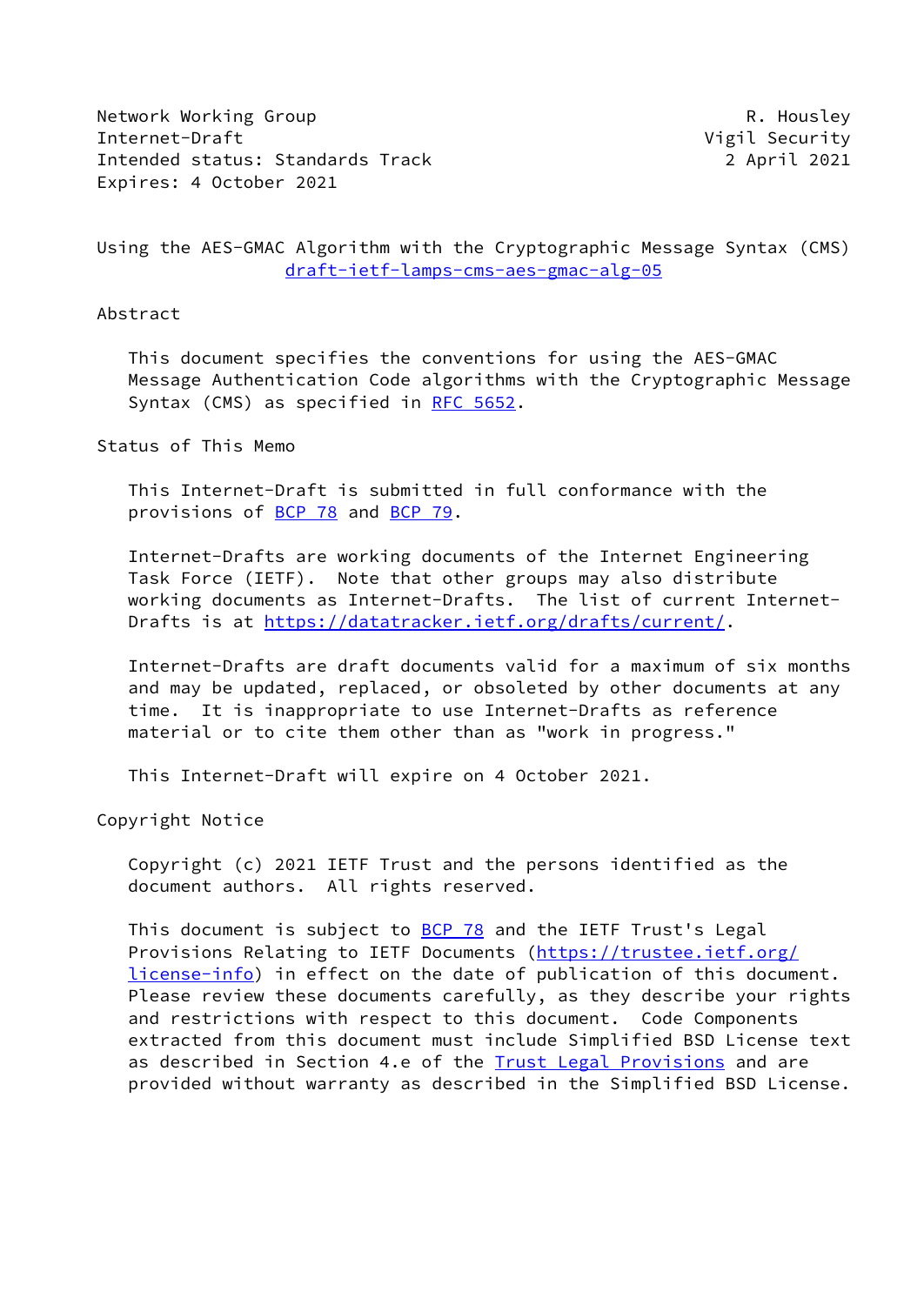Network Working Group R. Housley
Internet-Draft Vigil Security
Intended status: Standards Track 2 April 2021
Expires: 4 October 2021

# Using the AES-GMAC Algorithm with the Cryptographic Message Syntax (CMS)

draft-ietf-lamps-cms-aes-gmac-alg-05

## Abstract

This document specifies the conventions for using the AES-GMAC Message Authentication Code algorithms with the Cryptographic Message Syntax (CMS) as specified in RFC 5652.

## Status of This Memo

This Internet-Draft is submitted in full conformance with the provisions of BCP 78 and BCP 79.

Internet-Drafts are working documents of the Internet Engineering Task Force (IETF). Note that other groups may also distribute working documents as Internet-Drafts. The list of current Internet-Drafts is at https://datatracker.ietf.org/drafts/current/.

Internet-Drafts are draft documents valid for a maximum of six months and may be updated, replaced, or obsoleted by other documents at any time. It is inappropriate to use Internet-Drafts as reference material or to cite them other than as "work in progress."

This Internet-Draft will expire on 4 October 2021.

## Copyright Notice

Copyright (c) 2021 IETF Trust and the persons identified as the document authors. All rights reserved.

This document is subject to BCP 78 and the IETF Trust's Legal Provisions Relating to IETF Documents (https://trustee.ietf.org/license-info) in effect on the date of publication of this document. Please review these documents carefully, as they describe your rights and restrictions with respect to this document. Code Components extracted from this document must include Simplified BSD License text as described in Section 4.e of the Trust Legal Provisions and are provided without warranty as described in the Simplified BSD License.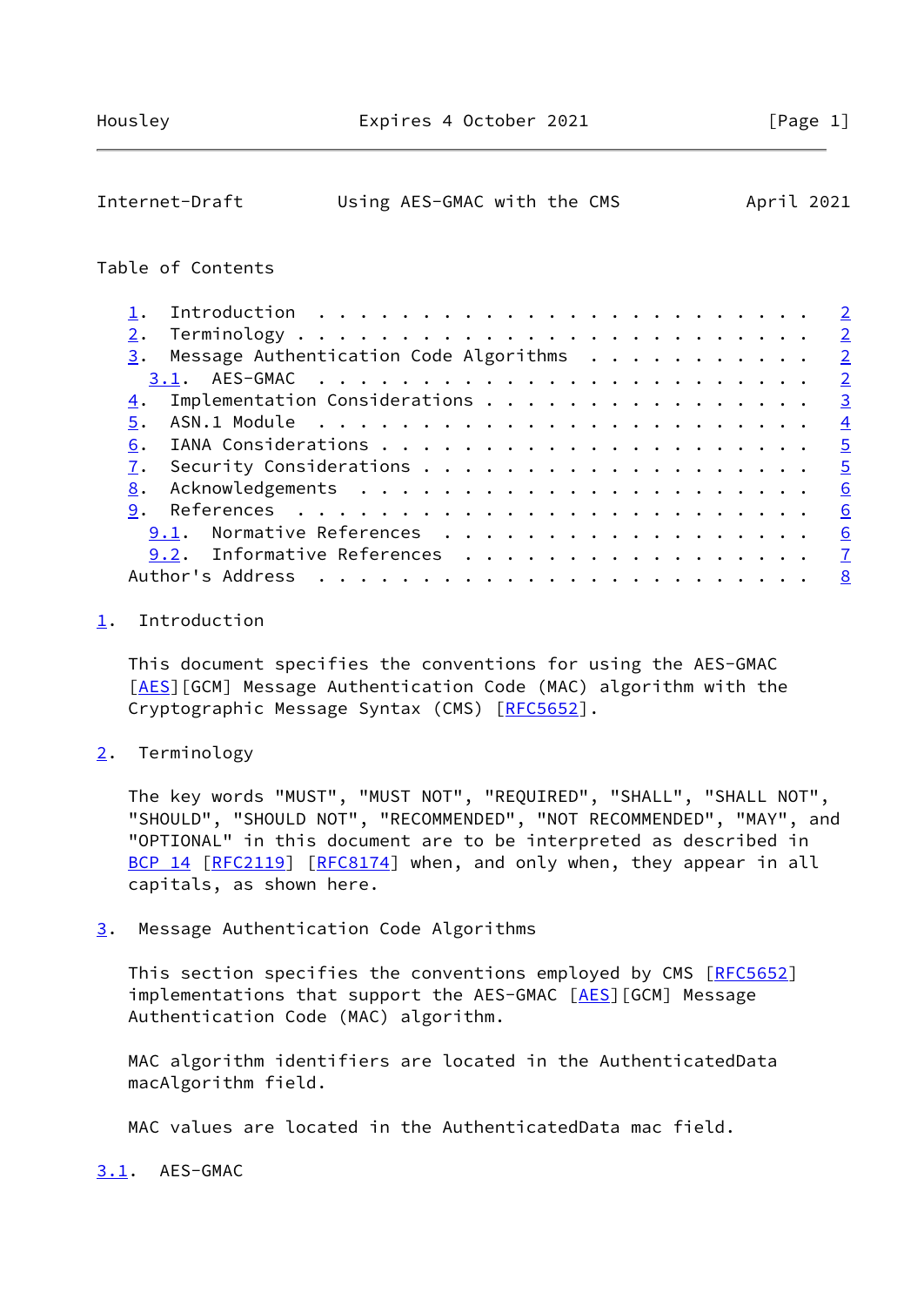## Table of Contents

1. Introduction . . . . . . . . . . . . . . . . . . . . . . . . 2
2. Terminology . . . . . . . . . . . . . . . . . . . . . . . . 2
3. Message Authentication Code Algorithms . . . . . . . . . . . 2
   3.1. AES-GMAC . . . . . . . . . . . . . . . . . . . . . . . . 2
4. Implementation Considerations . . . . . . . . . . . . . . . . 3
5. ASN.1 Module . . . . . . . . . . . . . . . . . . . . . . . . 4
6. IANA Considerations . . . . . . . . . . . . . . . . . . . . . 5
7. Security Considerations . . . . . . . . . . . . . . . . . . . 5
8. Acknowledgements . . . . . . . . . . . . . . . . . . . . . . 6
9. References . . . . . . . . . . . . . . . . . . . . . . . . . 6
   9.1. Normative References . . . . . . . . . . . . . . . . . . 6
   9.2. Informative References . . . . . . . . . . . . . . . . . 7

Author's Address . . . . . . . . . . . . . . . . . . . . . . . . 8

## 1. Introduction

This document specifies the conventions for using the AES-GMAC [AES][GCM] Message Authentication Code (MAC) algorithm with the Cryptographic Message Syntax (CMS) [RFC5652].

## 2. Terminology

The key words "MUST", "MUST NOT", "REQUIRED", "SHALL", "SHALL NOT", "SHOULD", "SHOULD NOT", "RECOMMENDED", "NOT RECOMMENDED", "MAY", and "OPTIONAL" in this document are to be interpreted as described in BCP 14 [RFC2119] [RFC8174] when, and only when, they appear in all capitals, as shown here.

## 3. Message Authentication Code Algorithms

This section specifies the conventions employed by CMS [RFC5652] implementations that support the AES-GMAC [AES][GCM] Message Authentication Code (MAC) algorithm.

MAC algorithm identifiers are located in the AuthenticatedData macAlgorithm field.

MAC values are located in the AuthenticatedData mac field.

### 3.1. AES-GMAC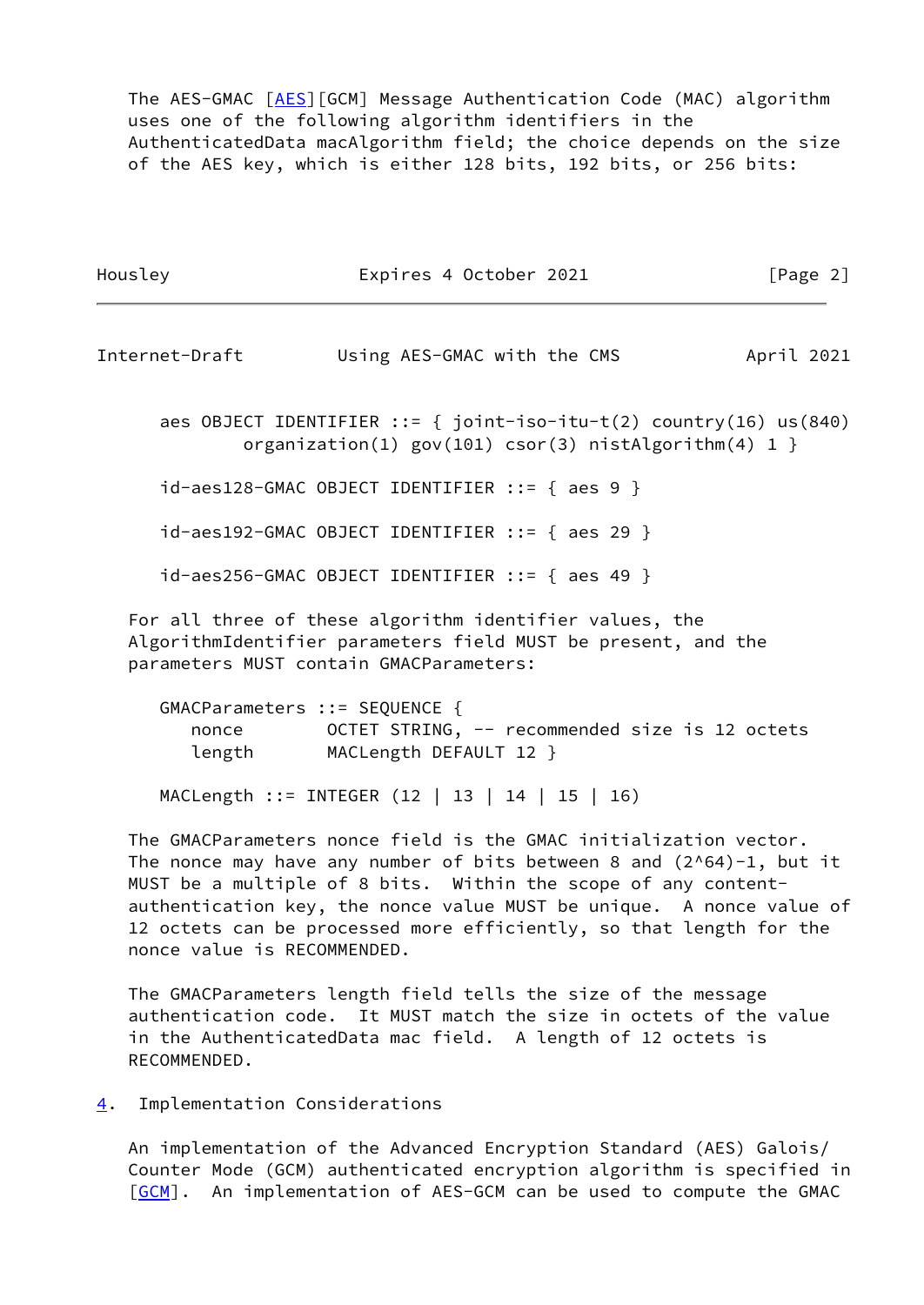The AES-GMAC [AES][GCM] Message Authentication Code (MAC) algorithm uses one of the following algorithm identifiers in the AuthenticatedData macAlgorithm field; the choice depends on the size of the AES key, which is either 128 bits, 192 bits, or 256 bits:

```
aes OBJECT IDENTIFIER ::= { joint-iso-itu-t(2) country(16) us(840)
        organization(1) gov(101) csor(3) nistAlgorithm(4) 1 }

id-aes128-GMAC OBJECT IDENTIFIER ::= { aes 9 }

id-aes192-GMAC OBJECT IDENTIFIER ::= { aes 29 }

id-aes256-GMAC OBJECT IDENTIFIER ::= { aes 49 }
```

For all three of these algorithm identifier values, the AlgorithmIdentifier parameters field MUST be present, and the parameters MUST contain GMACParameters:

```
GMACParameters ::= SEQUENCE {
   nonce        OCTET STRING, -- recommended size is 12 octets
   length       MACLength DEFAULT 12 }

MACLength ::= INTEGER (12 | 13 | 14 | 15 | 16)
```

The GMACParameters nonce field is the GMAC initialization vector. The nonce may have any number of bits between 8 and (2^64)-1, but it MUST be a multiple of 8 bits. Within the scope of any content-authentication key, the nonce value MUST be unique. A nonce value of 12 octets can be processed more efficiently, so that length for the nonce value is RECOMMENDED.

The GMACParameters length field tells the size of the message authentication code. It MUST match the size in octets of the value in the AuthenticatedData mac field. A length of 12 octets is RECOMMENDED.

## 4. Implementation Considerations

An implementation of the Advanced Encryption Standard (AES) Galois/Counter Mode (GCM) authenticated encryption algorithm is specified in [GCM]. An implementation of AES-GCM can be used to compute the GMAC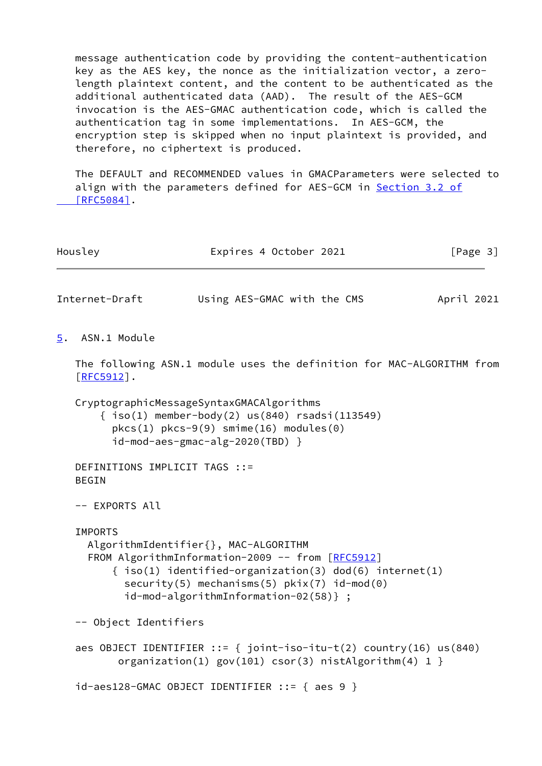message authentication code by providing the content-authentication key as the AES key, the nonce as the initialization vector, a zero-length plaintext content, and the content to be authenticated as the additional authenticated data (AAD). The result of the AES-GCM invocation is the AES-GMAC authentication code, which is called the authentication tag in some implementations. In AES-GCM, the encryption step is skipped when no input plaintext is provided, and therefore, no ciphertext is produced.

The DEFAULT and RECOMMENDED values in GMACParameters were selected to align with the parameters defined for AES-GCM in Section 3.2 of [RFC5084].

## 5. ASN.1 Module

The following ASN.1 module uses the definition for MAC-ALGORITHM from [RFC5912].

```
CryptographicMessageSyntaxGMACAlgorithms
    { iso(1) member-body(2) us(840) rsadsi(113549)
      pkcs(1) pkcs-9(9) smime(16) modules(0)
      id-mod-aes-gmac-alg-2020(TBD) }

DEFINITIONS IMPLICIT TAGS ::=
BEGIN

-- EXPORTS All

IMPORTS
  AlgorithmIdentifier{}, MAC-ALGORITHM
  FROM AlgorithmInformation-2009 -- from [RFC5912]
      { iso(1) identified-organization(3) dod(6) internet(1)
        security(5) mechanisms(5) pkix(7) id-mod(0)
        id-mod-algorithmInformation-02(58)} ;

-- Object Identifiers

aes OBJECT IDENTIFIER ::= { joint-iso-itu-t(2) country(16) us(840)
       organization(1) gov(101) csor(3) nistAlgorithm(4) 1 }

id-aes128-GMAC OBJECT IDENTIFIER ::= { aes 9 }
```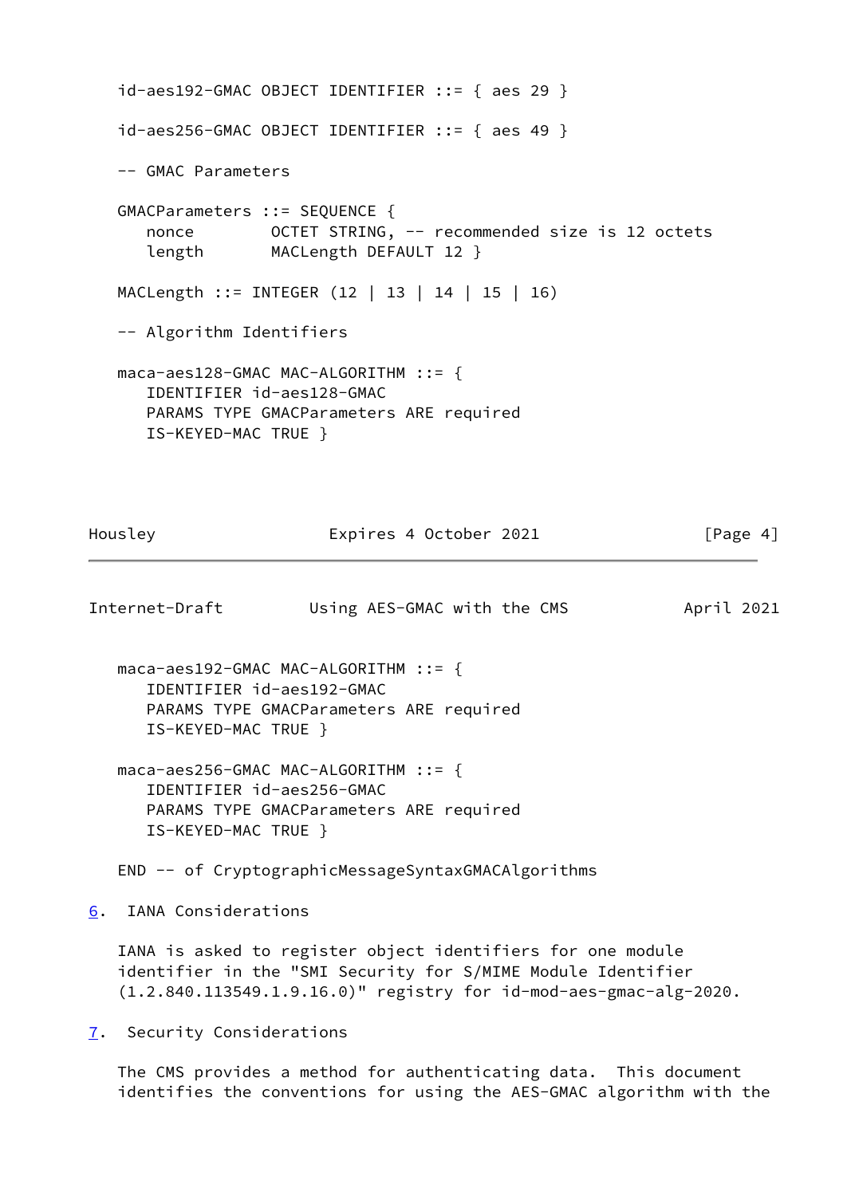```
   id-aes192-GMAC OBJECT IDENTIFIER ::= { aes 29 }

   id-aes256-GMAC OBJECT IDENTIFIER ::= { aes 49 }

   -- GMAC Parameters

   GMACParameters ::= SEQUENCE {
      nonce        OCTET STRING, -- recommended size is 12 octets
      length       MACLength DEFAULT 12 }

   MACLength ::= INTEGER (12 | 13 | 14 | 15 | 16)

   -- Algorithm Identifiers

   maca-aes128-GMAC MAC-ALGORITHM ::= {
      IDENTIFIER id-aes128-GMAC
      PARAMS TYPE GMACParameters ARE required
      IS-KEYED-MAC TRUE }
```

```
   maca-aes192-GMAC MAC-ALGORITHM ::= {
      IDENTIFIER id-aes192-GMAC
      PARAMS TYPE GMACParameters ARE required
      IS-KEYED-MAC TRUE }

   maca-aes256-GMAC MAC-ALGORITHM ::= {
      IDENTIFIER id-aes256-GMAC
      PARAMS TYPE GMACParameters ARE required
      IS-KEYED-MAC TRUE }

   END -- of CryptographicMessageSyntaxGMACAlgorithms
```

## 6. IANA Considerations

IANA is asked to register object identifiers for one module identifier in the "SMI Security for S/MIME Module Identifier (1.2.840.113549.1.9.16.0)" registry for id-mod-aes-gmac-alg-2020.

## 7. Security Considerations

The CMS provides a method for authenticating data. This document identifies the conventions for using the AES-GMAC algorithm with the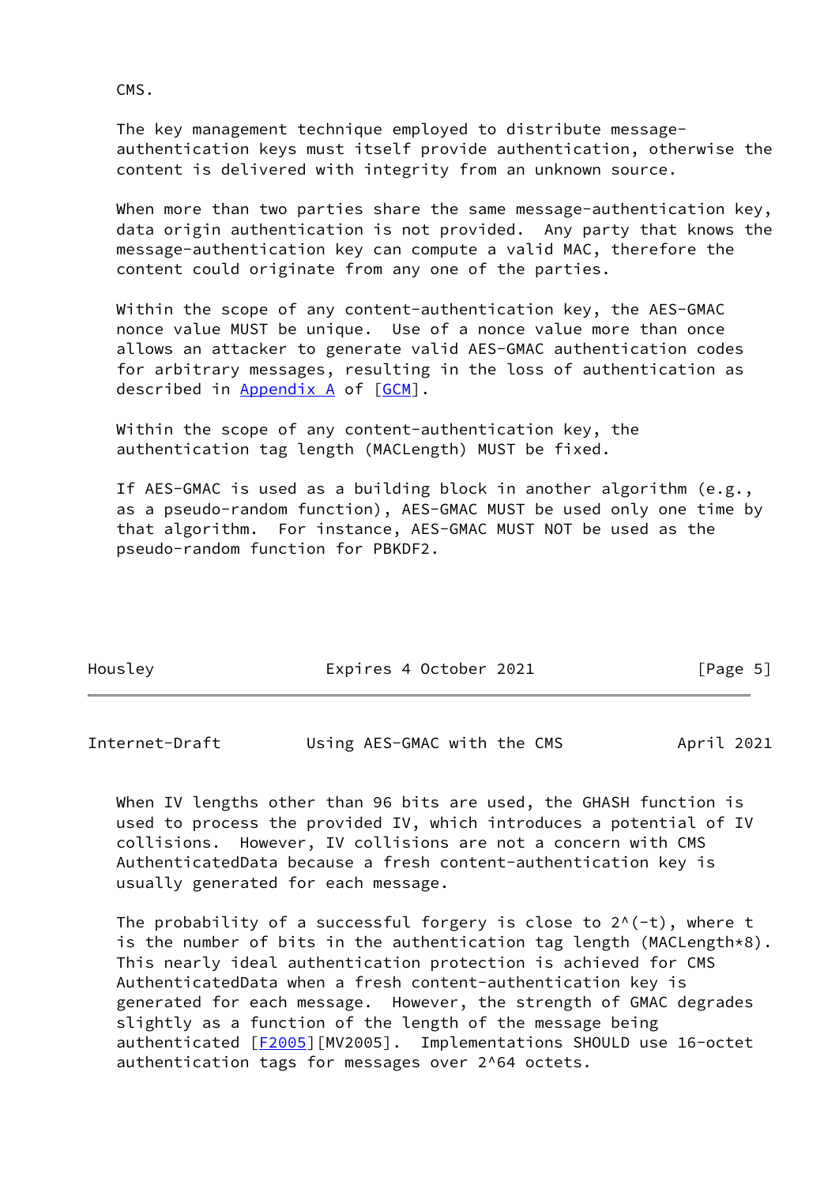CMS.

The key management technique employed to distribute message-authentication keys must itself provide authentication, otherwise the content is delivered with integrity from an unknown source.

When more than two parties share the same message-authentication key, data origin authentication is not provided. Any party that knows the message-authentication key can compute a valid MAC, therefore the content could originate from any one of the parties.

Within the scope of any content-authentication key, the AES-GMAC nonce value MUST be unique. Use of a nonce value more than once allows an attacker to generate valid AES-GMAC authentication codes for arbitrary messages, resulting in the loss of authentication as described in Appendix A of [GCM].

Within the scope of any content-authentication key, the authentication tag length (MACLength) MUST be fixed.

If AES-GMAC is used as a building block in another algorithm (e.g., as a pseudo-random function), AES-GMAC MUST be used only one time by that algorithm. For instance, AES-GMAC MUST NOT be used as the pseudo-random function for PBKDF2.

When IV lengths other than 96 bits are used, the GHASH function is used to process the provided IV, which introduces a potential of IV collisions. However, IV collisions are not a concern with CMS AuthenticatedData because a fresh content-authentication key is usually generated for each message.

The probability of a successful forgery is close to $2^{(-t)}$, where t is the number of bits in the authentication tag length (MACLength*8). This nearly ideal authentication protection is achieved for CMS AuthenticatedData when a fresh content-authentication key is generated for each message. However, the strength of GMAC degrades slightly as a function of the length of the message being authenticated [F2005][MV2005]. Implementations SHOULD use 16-octet authentication tags for messages over $2^{64}$ octets.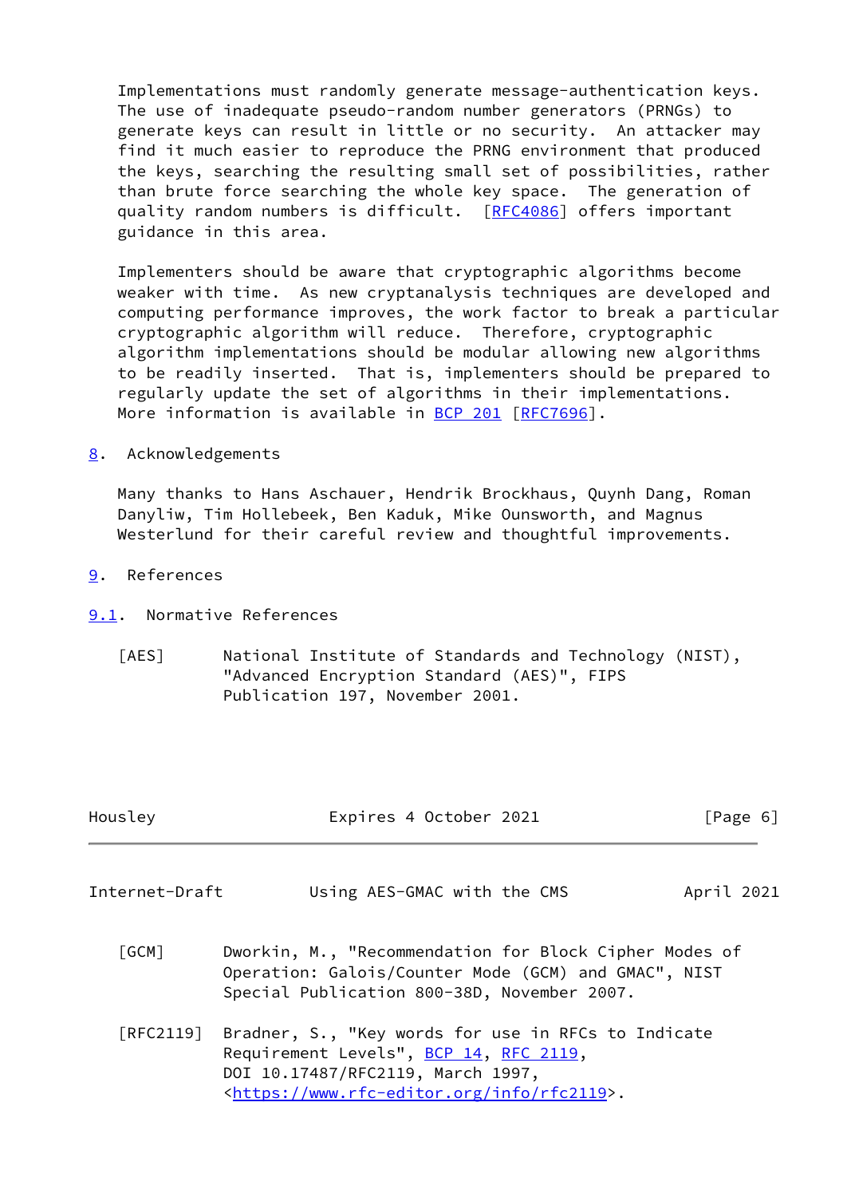Implementations must randomly generate message-authentication keys. The use of inadequate pseudo-random number generators (PRNGs) to generate keys can result in little or no security. An attacker may find it much easier to reproduce the PRNG environment that produced the keys, searching the resulting small set of possibilities, rather than brute force searching the whole key space. The generation of quality random numbers is difficult. [RFC4086] offers important guidance in this area.

Implementers should be aware that cryptographic algorithms become weaker with time. As new cryptanalysis techniques are developed and computing performance improves, the work factor to break a particular cryptographic algorithm will reduce. Therefore, cryptographic algorithm implementations should be modular allowing new algorithms to be readily inserted. That is, implementers should be prepared to regularly update the set of algorithms in their implementations. More information is available in BCP 201 [RFC7696].

## 8. Acknowledgements

Many thanks to Hans Aschauer, Hendrik Brockhaus, Quynh Dang, Roman Danyliw, Tim Hollebeek, Ben Kaduk, Mike Ounsworth, and Magnus Westerlund for their careful review and thoughtful improvements.

## 9. References

### 9.1. Normative References

[AES] National Institute of Standards and Technology (NIST), "Advanced Encryption Standard (AES)", FIPS Publication 197, November 2001.

[GCM] Dworkin, M., "Recommendation for Block Cipher Modes of Operation: Galois/Counter Mode (GCM) and GMAC", NIST Special Publication 800-38D, November 2007.

[RFC2119] Bradner, S., "Key words for use in RFCs to Indicate Requirement Levels", BCP 14, RFC 2119, DOI 10.17487/RFC2119, March 1997, <https://www.rfc-editor.org/info/rfc2119>.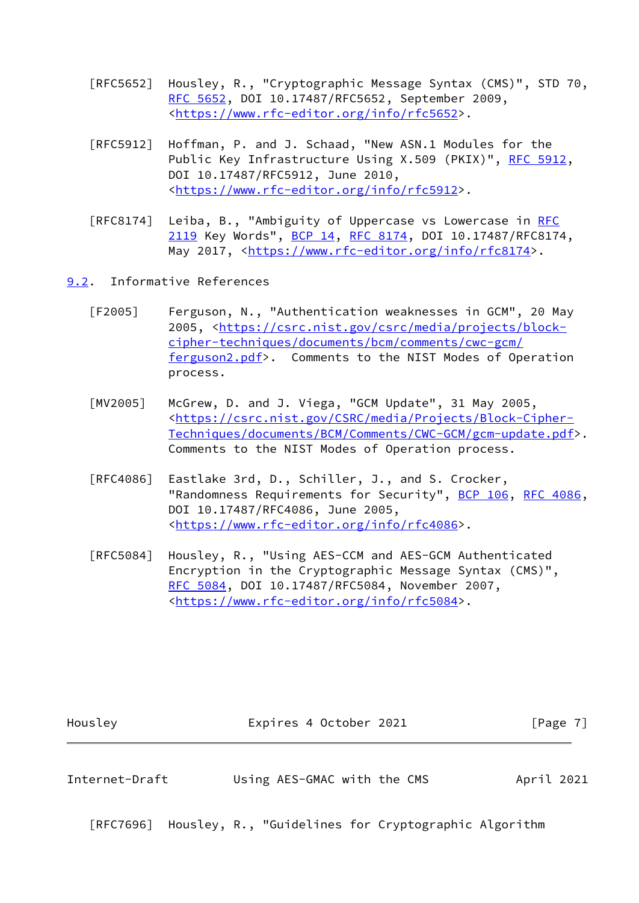[RFC5652] Housley, R., "Cryptographic Message Syntax (CMS)", STD 70, RFC 5652, DOI 10.17487/RFC5652, September 2009, <https://www.rfc-editor.org/info/rfc5652>.

[RFC5912] Hoffman, P. and J. Schaad, "New ASN.1 Modules for the Public Key Infrastructure Using X.509 (PKIX)", RFC 5912, DOI 10.17487/RFC5912, June 2010, <https://www.rfc-editor.org/info/rfc5912>.

[RFC8174] Leiba, B., "Ambiguity of Uppercase vs Lowercase in RFC 2119 Key Words", BCP 14, RFC 8174, DOI 10.17487/RFC8174, May 2017, <https://www.rfc-editor.org/info/rfc8174>.

## 9.2. Informative References

[F2005] Ferguson, N., "Authentication weaknesses in GCM", 20 May 2005, <https://csrc.nist.gov/csrc/media/projects/block-cipher-techniques/documents/bcm/comments/cwc-gcm/ferguson2.pdf>. Comments to the NIST Modes of Operation process.

[MV2005] McGrew, D. and J. Viega, "GCM Update", 31 May 2005, <https://csrc.nist.gov/CSRC/media/Projects/Block-Cipher-Techniques/documents/BCM/Comments/CWC-GCM/gcm-update.pdf>. Comments to the NIST Modes of Operation process.

[RFC4086] Eastlake 3rd, D., Schiller, J., and S. Crocker, "Randomness Requirements for Security", BCP 106, RFC 4086, DOI 10.17487/RFC4086, June 2005, <https://www.rfc-editor.org/info/rfc4086>.

[RFC5084] Housley, R., "Using AES-CCM and AES-GCM Authenticated Encryption in the Cryptographic Message Syntax (CMS)", RFC 5084, DOI 10.17487/RFC5084, November 2007, <https://www.rfc-editor.org/info/rfc5084>.

[RFC7696] Housley, R., "Guidelines for Cryptographic Algorithm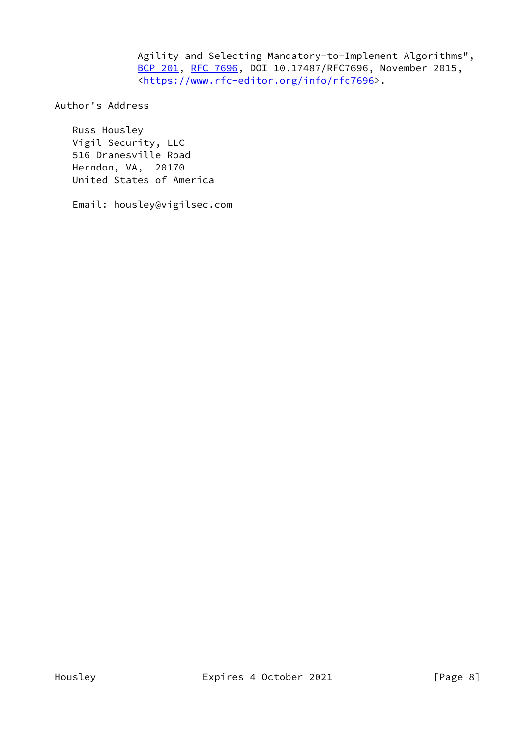Agility and Selecting Mandatory-to-Implement Algorithms", BCP 201, RFC 7696, DOI 10.17487/RFC7696, November 2015, <https://www.rfc-editor.org/info/rfc7696>.

## Author's Address

Russ Housley
Vigil Security, LLC
516 Dranesville Road
Herndon, VA,  20170
United States of America

Email: housley@vigilsec.com